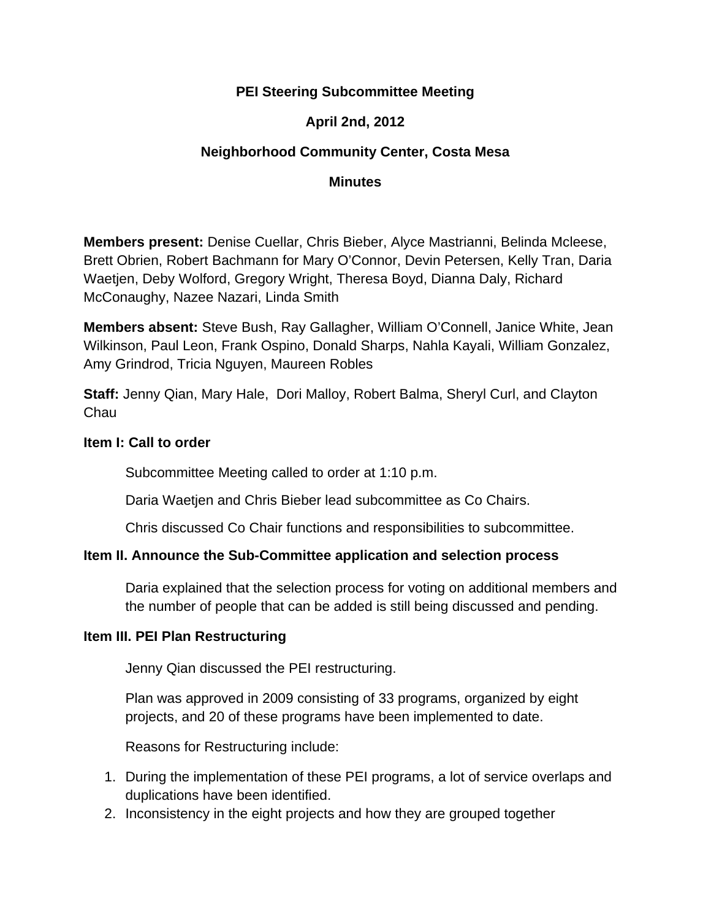# PEI Steering Subcommittee Meeting

## April 2nd, 2012

## Neighborhood Community Center, Costa Mesa

## Minutes

**Members present:** Denise Cuellar, Chris Bieber, Alyce Mastrianni, Belinda Mcleese, Brett Obrien, Robert Bachmann for Mary O'Connor, Devin Petersen, Kelly Tran, Daria Waetjen, Deby Wolford, Gregory Wright, Theresa Boyd, Dianna Daly, Richard McConaughy, Nazee Nazari, Linda Smith

**Members absent:** Steve Bush, Ray Gallagher, William O'Connell, Janice White, Jean Wilkinson, Paul Leon, Frank Ospino, Donald Sharps, Nahla Kayali, William Gonzalez, Amy Grindrod, Tricia Nguyen, Maureen Robles

**Staff:** Jenny Qian, Mary Hale, Dori Malloy, Robert Balma, Sheryl Curl, and Clayton Chau

**Item I: Call to order**

Subcommittee Meeting called to order at 1:10 p.m.

Daria Waetjen and Chris Bieber lead subcommittee as Co Chairs.

Chris discussed Co Chair functions and responsibilities to subcommittee.

**Item II. Announce the Sub-Committee application and selection process**

Daria explained that the selection process for voting on additional members and the number of people that can be added is still being discussed and pending.

**Item III. PEI Plan Restructuring**

Jenny Qian discussed the PEI restructuring.

Plan was approved in 2009 consisting of 33 programs, organized by eight projects, and 20 of these programs have been implemented to date.

Reasons for Restructuring include:

1. During the implementation of these PEI programs, a lot of service overlaps and duplications have been identified.
2. Inconsistency in the eight projects and how they are grouped together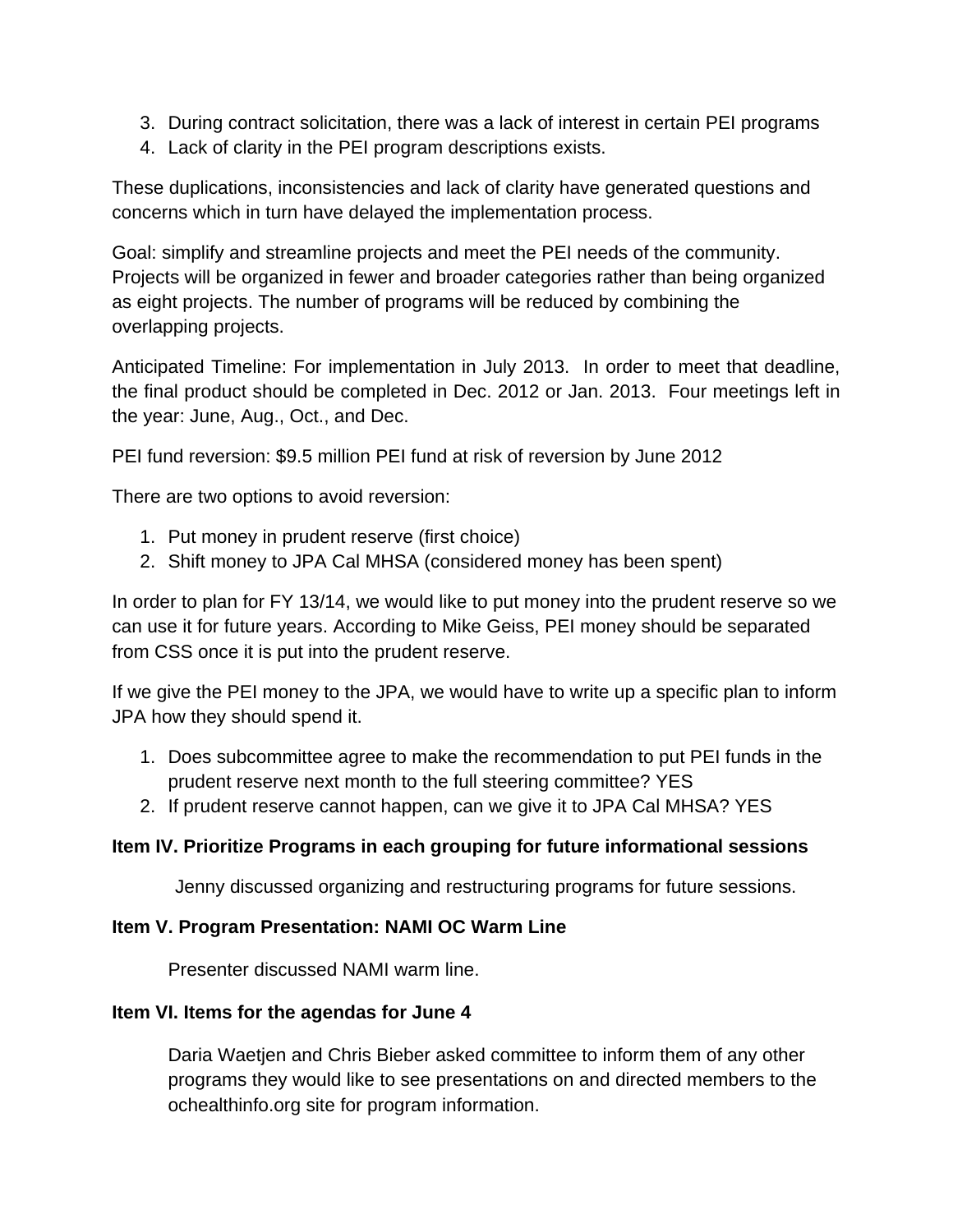3. During contract solicitation, there was a lack of interest in certain PEI programs
4. Lack of clarity in the PEI program descriptions exists.

These duplications, inconsistencies and lack of clarity have generated questions and concerns which in turn have delayed the implementation process.

Goal: simplify and streamline projects and meet the PEI needs of the community. Projects will be organized in fewer and broader categories rather than being organized as eight projects. The number of programs will be reduced by combining the overlapping projects.

Anticipated Timeline: For implementation in July 2013. In order to meet that deadline, the final product should be completed in Dec. 2012 or Jan. 2013. Four meetings left in the year: June, Aug., Oct., and Dec.

PEI fund reversion: $9.5 million PEI fund at risk of reversion by June 2012

There are two options to avoid reversion:

1. Put money in prudent reserve (first choice)
2. Shift money to JPA Cal MHSA (considered money has been spent)

In order to plan for FY 13/14, we would like to put money into the prudent reserve so we can use it for future years. According to Mike Geiss, PEI money should be separated from CSS once it is put into the prudent reserve.

If we give the PEI money to the JPA, we would have to write up a specific plan to inform JPA how they should spend it.

1. Does subcommittee agree to make the recommendation to put PEI funds in the prudent reserve next month to the full steering committee? YES
2. If prudent reserve cannot happen, can we give it to JPA Cal MHSA? YES

**Item IV. Prioritize Programs in each grouping for future informational sessions**

Jenny discussed organizing and restructuring programs for future sessions.

**Item V. Program Presentation: NAMI OC Warm Line**

Presenter discussed NAMI warm line.

**Item VI. Items for the agendas for June 4**

Daria Waetjen and Chris Bieber asked committee to inform them of any other programs they would like to see presentations on and directed members to the ochealthinfo.org site for program information.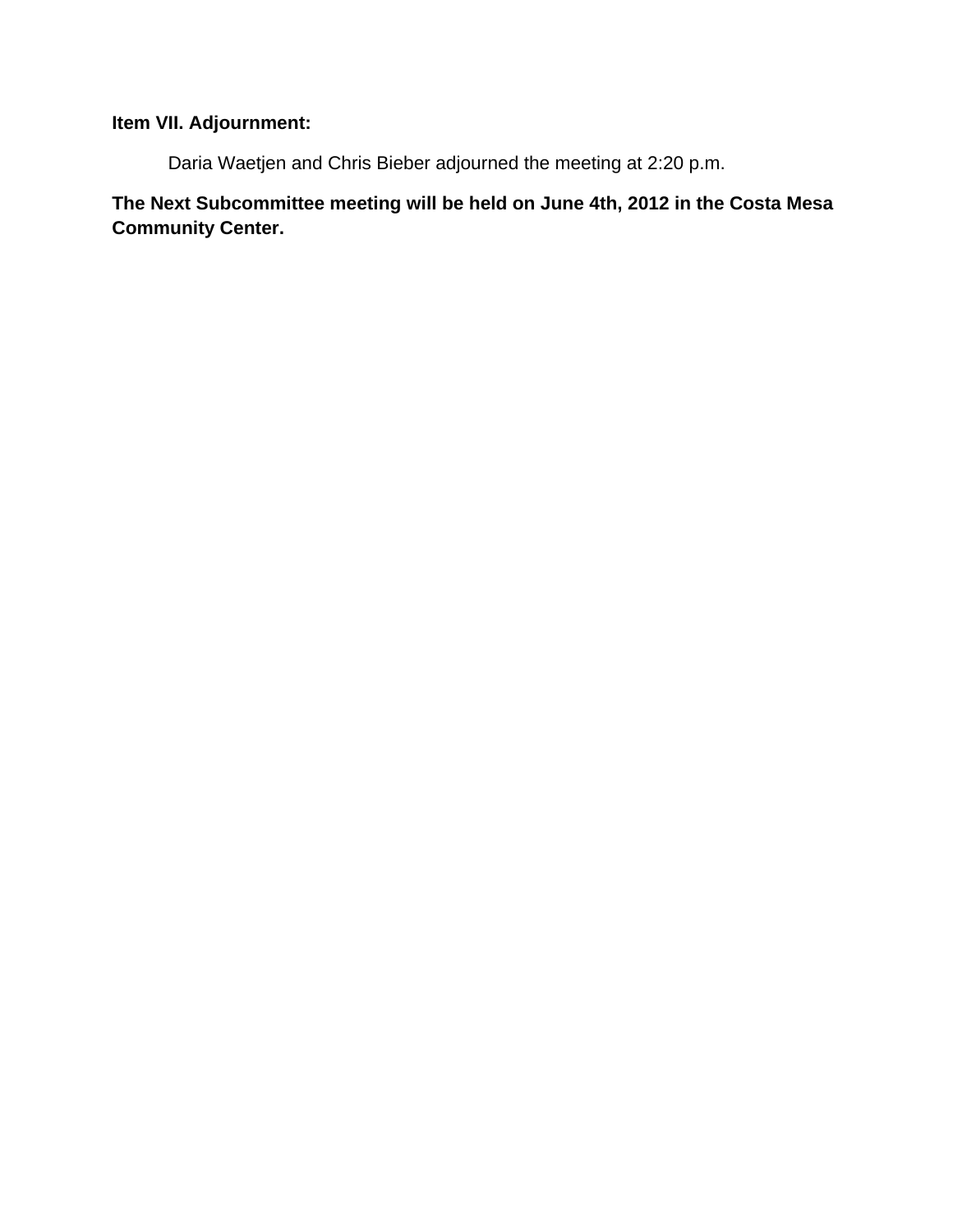**Item VII. Adjournment:**

Daria Waetjen and Chris Bieber adjourned the meeting at 2:20 p.m.

**The Next Subcommittee meeting will be held on June 4th, 2012 in the Costa Mesa Community Center.**